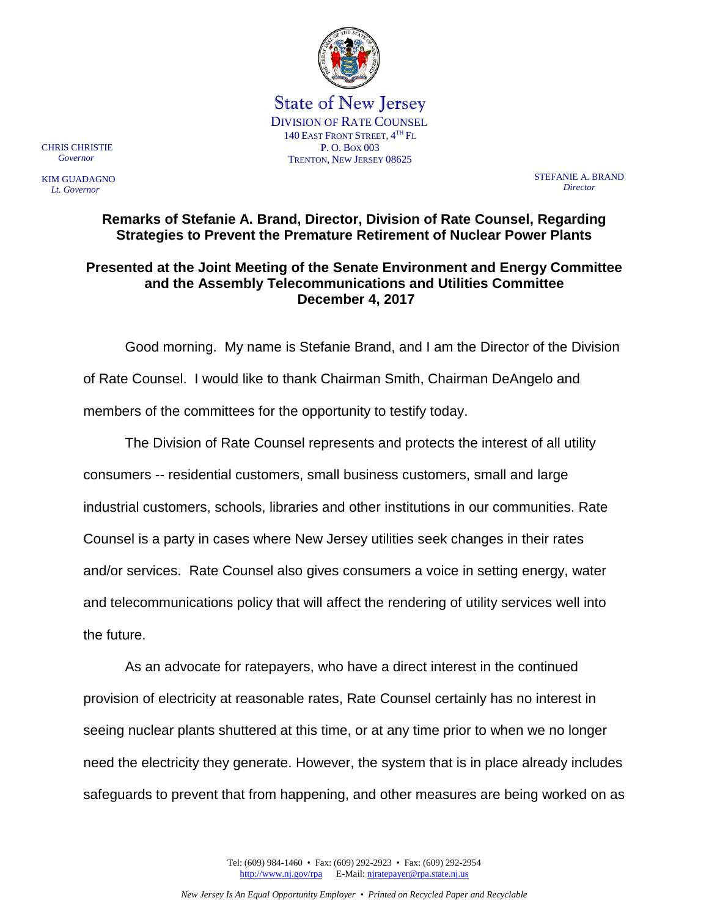State of New Jersey
DIVISION OF RATE COUNSEL
140 EAST FRONT STREET, 4TH FL
P. O. BOX 003
TRENTON, NEW JERSEY 08625

CHRIS CHRISTIE
*Governor*

KIM GUADAGNO
*Lt. Governor*

STEFANIE A. BRAND
*Director*

## Remarks of Stefanie A. Brand, Director, Division of Rate Counsel, Regarding Strategies to Prevent the Premature Retirement of Nuclear Power Plants

### Presented at the Joint Meeting of the Senate Environment and Energy Committee and the Assembly Telecommunications and Utilities Committee December 4, 2017

Good morning. My name is Stefanie Brand, and I am the Director of the Division of Rate Counsel. I would like to thank Chairman Smith, Chairman DeAngelo and members of the committees for the opportunity to testify today.

The Division of Rate Counsel represents and protects the interest of all utility consumers -- residential customers, small business customers, small and large industrial customers, schools, libraries and other institutions in our communities. Rate Counsel is a party in cases where New Jersey utilities seek changes in their rates and/or services. Rate Counsel also gives consumers a voice in setting energy, water and telecommunications policy that will affect the rendering of utility services well into the future.

As an advocate for ratepayers, who have a direct interest in the continued provision of electricity at reasonable rates, Rate Counsel certainly has no interest in seeing nuclear plants shuttered at this time, or at any time prior to when we no longer need the electricity they generate. However, the system that is in place already includes safeguards to prevent that from happening, and other measures are being worked on as

Tel: (609) 984-1460 • Fax: (609) 292-2923 • Fax: (609) 292-2954
http://www.nj.gov/rpa E-Mail: njratepayer@rpa.state.nj.us

*New Jersey Is An Equal Opportunity Employer • Printed on Recycled Paper and Recyclable*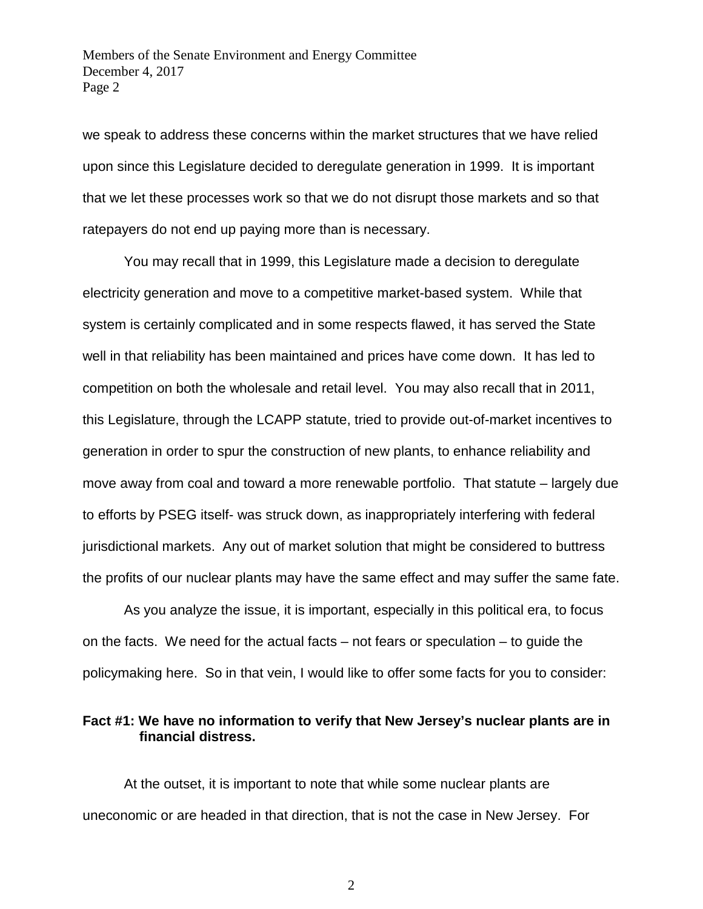we speak to address these concerns within the market structures that we have relied upon since this Legislature decided to deregulate generation in 1999. It is important that we let these processes work so that we do not disrupt those markets and so that ratepayers do not end up paying more than is necessary.

You may recall that in 1999, this Legislature made a decision to deregulate electricity generation and move to a competitive market-based system. While that system is certainly complicated and in some respects flawed, it has served the State well in that reliability has been maintained and prices have come down. It has led to competition on both the wholesale and retail level. You may also recall that in 2011, this Legislature, through the LCAPP statute, tried to provide out-of-market incentives to generation in order to spur the construction of new plants, to enhance reliability and move away from coal and toward a more renewable portfolio. That statute – largely due to efforts by PSEG itself- was struck down, as inappropriately interfering with federal jurisdictional markets. Any out of market solution that might be considered to buttress the profits of our nuclear plants may have the same effect and may suffer the same fate.

As you analyze the issue, it is important, especially in this political era, to focus on the facts. We need for the actual facts – not fears or speculation – to guide the policymaking here. So in that vein, I would like to offer some facts for you to consider:

**Fact #1: We have no information to verify that New Jersey's nuclear plants are in financial distress.**

At the outset, it is important to note that while some nuclear plants are uneconomic or are headed in that direction, that is not the case in New Jersey. For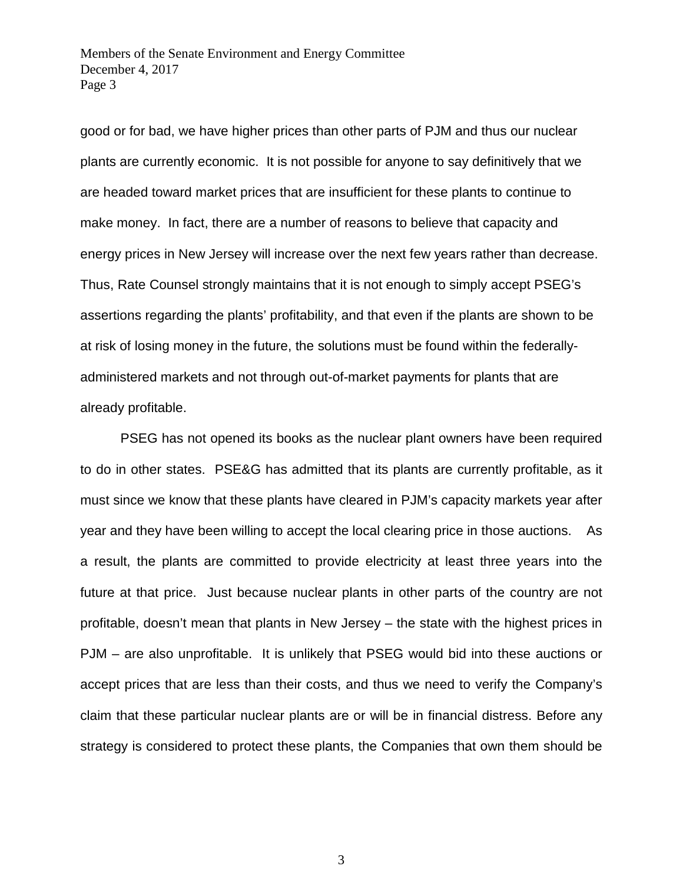good or for bad, we have higher prices than other parts of PJM and thus our nuclear plants are currently economic. It is not possible for anyone to say definitively that we are headed toward market prices that are insufficient for these plants to continue to make money. In fact, there are a number of reasons to believe that capacity and energy prices in New Jersey will increase over the next few years rather than decrease. Thus, Rate Counsel strongly maintains that it is not enough to simply accept PSEG's assertions regarding the plants' profitability, and that even if the plants are shown to be at risk of losing money in the future, the solutions must be found within the federally-administered markets and not through out-of-market payments for plants that are already profitable.

PSEG has not opened its books as the nuclear plant owners have been required to do in other states. PSE&G has admitted that its plants are currently profitable, as it must since we know that these plants have cleared in PJM's capacity markets year after year and they have been willing to accept the local clearing price in those auctions. As a result, the plants are committed to provide electricity at least three years into the future at that price. Just because nuclear plants in other parts of the country are not profitable, doesn't mean that plants in New Jersey – the state with the highest prices in PJM – are also unprofitable. It is unlikely that PSEG would bid into these auctions or accept prices that are less than their costs, and thus we need to verify the Company's claim that these particular nuclear plants are or will be in financial distress. Before any strategy is considered to protect these plants, the Companies that own them should be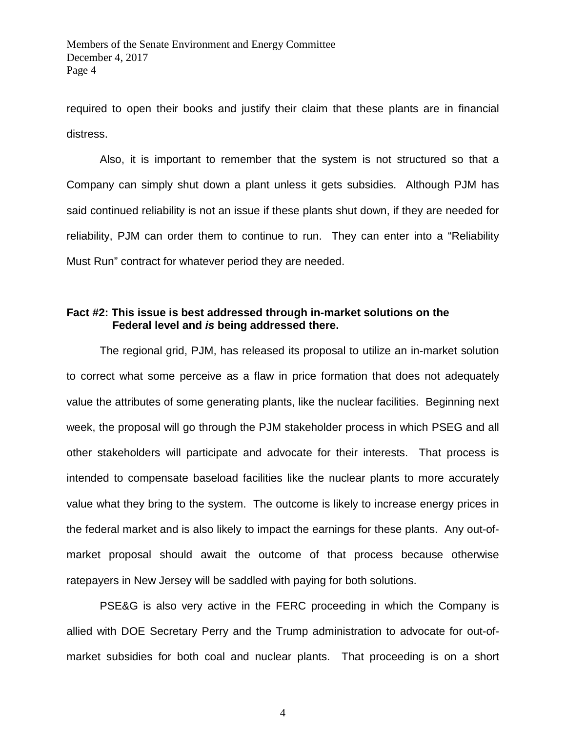required to open their books and justify their claim that these plants are in financial distress.

Also, it is important to remember that the system is not structured so that a Company can simply shut down a plant unless it gets subsidies. Although PJM has said continued reliability is not an issue if these plants shut down, if they are needed for reliability, PJM can order them to continue to run. They can enter into a "Reliability Must Run" contract for whatever period they are needed.

**Fact #2: This issue is best addressed through in-market solutions on the Federal level and *is* being addressed there.**

The regional grid, PJM, has released its proposal to utilize an in-market solution to correct what some perceive as a flaw in price formation that does not adequately value the attributes of some generating plants, like the nuclear facilities. Beginning next week, the proposal will go through the PJM stakeholder process in which PSEG and all other stakeholders will participate and advocate for their interests. That process is intended to compensate baseload facilities like the nuclear plants to more accurately value what they bring to the system. The outcome is likely to increase energy prices in the federal market and is also likely to impact the earnings for these plants. Any out-of-market proposal should await the outcome of that process because otherwise ratepayers in New Jersey will be saddled with paying for both solutions.

PSE&G is also very active in the FERC proceeding in which the Company is allied with DOE Secretary Perry and the Trump administration to advocate for out-of-market subsidies for both coal and nuclear plants. That proceeding is on a short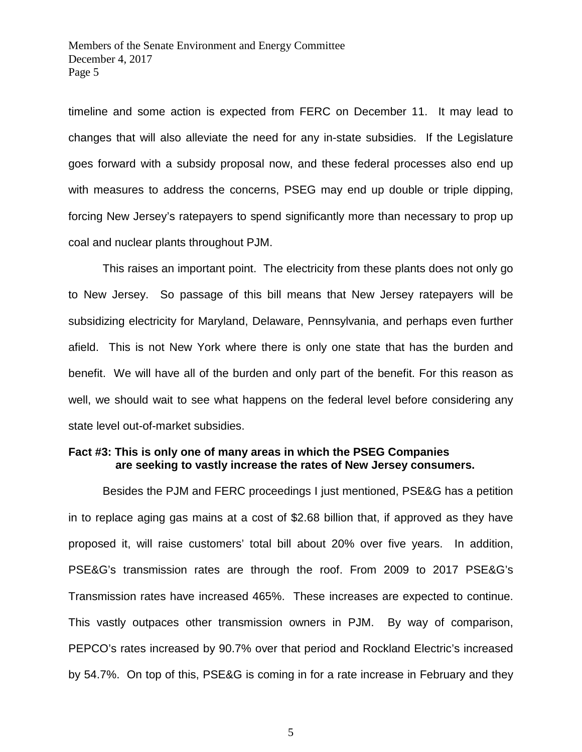timeline and some action is expected from FERC on December 11. It may lead to changes that will also alleviate the need for any in-state subsidies. If the Legislature goes forward with a subsidy proposal now, and these federal processes also end up with measures to address the concerns, PSEG may end up double or triple dipping, forcing New Jersey's ratepayers to spend significantly more than necessary to prop up coal and nuclear plants throughout PJM.

This raises an important point. The electricity from these plants does not only go to New Jersey. So passage of this bill means that New Jersey ratepayers will be subsidizing electricity for Maryland, Delaware, Pennsylvania, and perhaps even further afield. This is not New York where there is only one state that has the burden and benefit. We will have all of the burden and only part of the benefit. For this reason as well, we should wait to see what happens on the federal level before considering any state level out-of-market subsidies.

**Fact #3: This is only one of many areas in which the PSEG Companies are seeking to vastly increase the rates of New Jersey consumers.**

Besides the PJM and FERC proceedings I just mentioned, PSE&G has a petition in to replace aging gas mains at a cost of $2.68 billion that, if approved as they have proposed it, will raise customers' total bill about 20% over five years. In addition, PSE&G's transmission rates are through the roof. From 2009 to 2017 PSE&G's Transmission rates have increased 465%. These increases are expected to continue. This vastly outpaces other transmission owners in PJM. By way of comparison, PEPCO's rates increased by 90.7% over that period and Rockland Electric's increased by 54.7%. On top of this, PSE&G is coming in for a rate increase in February and they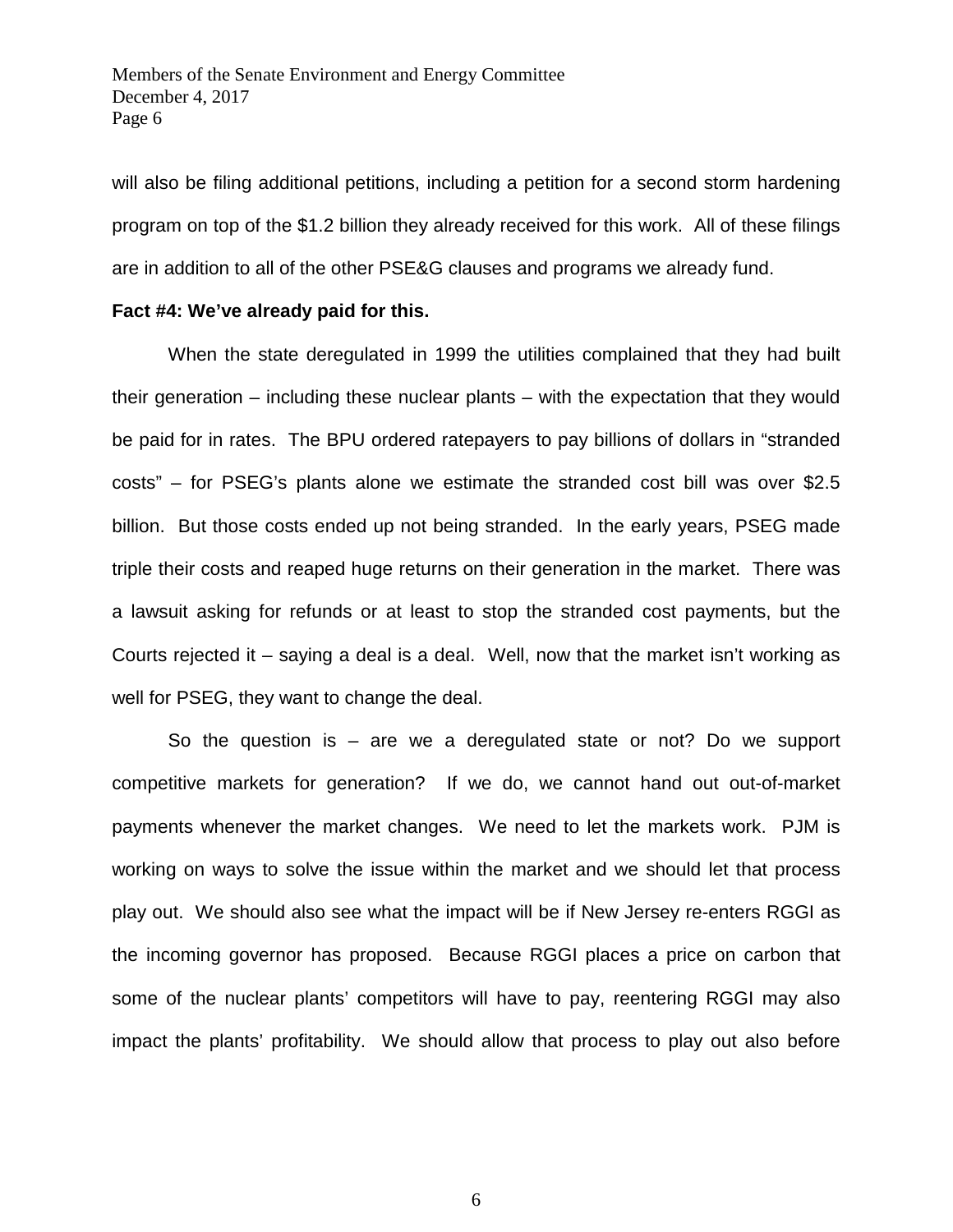will also be filing additional petitions, including a petition for a second storm hardening program on top of the $1.2 billion they already received for this work. All of these filings are in addition to all of the other PSE&G clauses and programs we already fund.

**Fact #4: We've already paid for this.**

When the state deregulated in 1999 the utilities complained that they had built their generation – including these nuclear plants – with the expectation that they would be paid for in rates. The BPU ordered ratepayers to pay billions of dollars in "stranded costs" – for PSEG's plants alone we estimate the stranded cost bill was over $2.5 billion. But those costs ended up not being stranded. In the early years, PSEG made triple their costs and reaped huge returns on their generation in the market. There was a lawsuit asking for refunds or at least to stop the stranded cost payments, but the Courts rejected it – saying a deal is a deal. Well, now that the market isn't working as well for PSEG, they want to change the deal.

So the question is – are we a deregulated state or not? Do we support competitive markets for generation? If we do, we cannot hand out out-of-market payments whenever the market changes. We need to let the markets work. PJM is working on ways to solve the issue within the market and we should let that process play out. We should also see what the impact will be if New Jersey re-enters RGGI as the incoming governor has proposed. Because RGGI places a price on carbon that some of the nuclear plants' competitors will have to pay, reentering RGGI may also impact the plants' profitability. We should allow that process to play out also before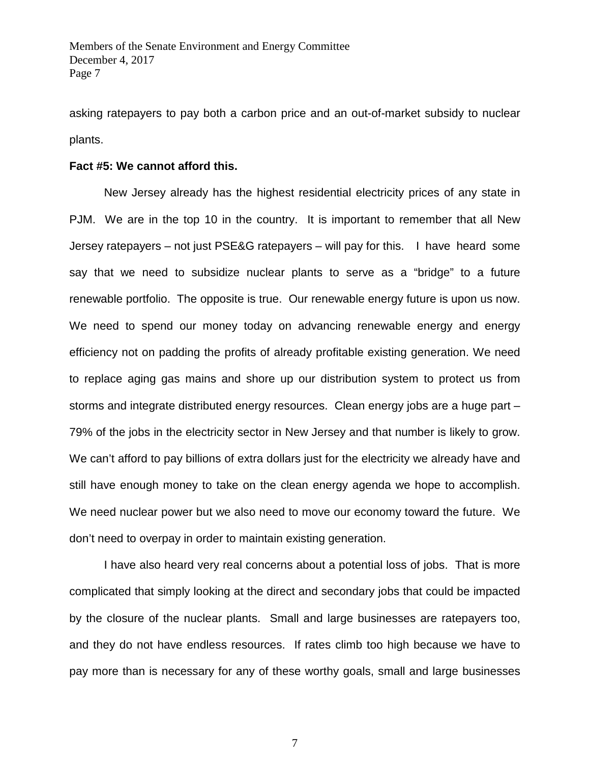asking ratepayers to pay both a carbon price and an out-of-market subsidy to nuclear plants.

**Fact #5: We cannot afford this.**

New Jersey already has the highest residential electricity prices of any state in PJM. We are in the top 10 in the country. It is important to remember that all New Jersey ratepayers – not just PSE&G ratepayers – will pay for this. I have heard some say that we need to subsidize nuclear plants to serve as a "bridge" to a future renewable portfolio. The opposite is true. Our renewable energy future is upon us now. We need to spend our money today on advancing renewable energy and energy efficiency not on padding the profits of already profitable existing generation. We need to replace aging gas mains and shore up our distribution system to protect us from storms and integrate distributed energy resources. Clean energy jobs are a huge part – 79% of the jobs in the electricity sector in New Jersey and that number is likely to grow. We can't afford to pay billions of extra dollars just for the electricity we already have and still have enough money to take on the clean energy agenda we hope to accomplish. We need nuclear power but we also need to move our economy toward the future. We don't need to overpay in order to maintain existing generation.

I have also heard very real concerns about a potential loss of jobs. That is more complicated that simply looking at the direct and secondary jobs that could be impacted by the closure of the nuclear plants. Small and large businesses are ratepayers too, and they do not have endless resources. If rates climb too high because we have to pay more than is necessary for any of these worthy goals, small and large businesses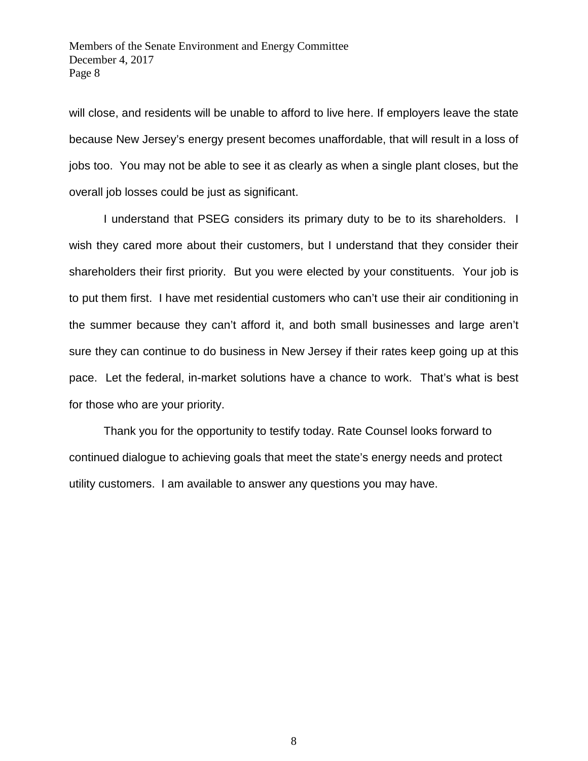will close, and residents will be unable to afford to live here. If employers leave the state because New Jersey's energy present becomes unaffordable, that will result in a loss of jobs too. You may not be able to see it as clearly as when a single plant closes, but the overall job losses could be just as significant.

I understand that PSEG considers its primary duty to be to its shareholders. I wish they cared more about their customers, but I understand that they consider their shareholders their first priority. But you were elected by your constituents. Your job is to put them first. I have met residential customers who can't use their air conditioning in the summer because they can't afford it, and both small businesses and large aren't sure they can continue to do business in New Jersey if their rates keep going up at this pace. Let the federal, in-market solutions have a chance to work. That's what is best for those who are your priority.

Thank you for the opportunity to testify today. Rate Counsel looks forward to continued dialogue to achieving goals that meet the state's energy needs and protect utility customers. I am available to answer any questions you may have.